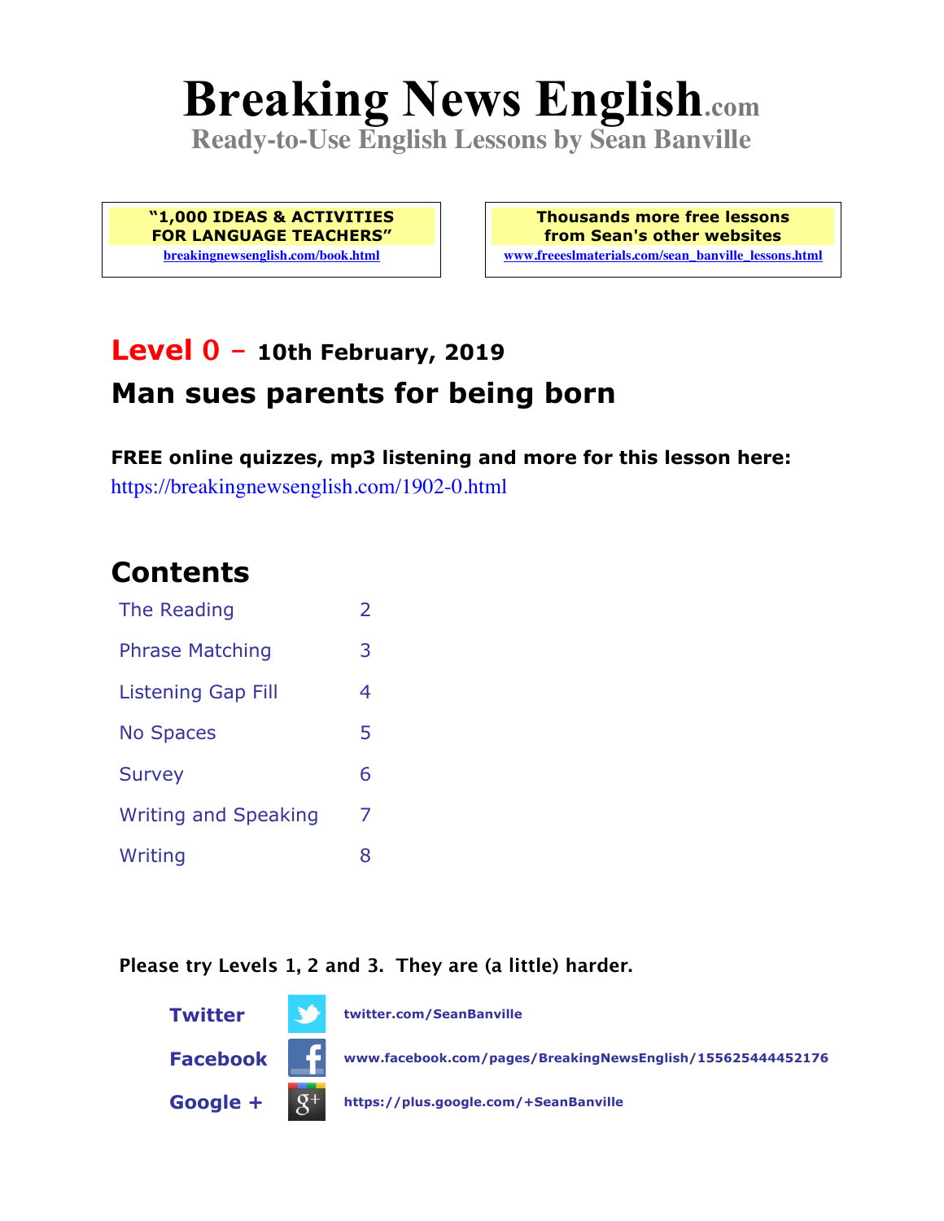# Breaking News English.com

**Ready-to-Use English Lessons by Sean Banville**

**"1,000 IDEAS & ACTIVITIES FOR LANGUAGE TEACHERS"**
breakingnewsenglish.com/book.html

**Thousands more free lessons from Sean's other websites**
www.freeeslmaterials.com/sean_banville_lessons.html

## Level 0 – 10th February, 2019

## Man sues parents for being born

**FREE online quizzes, mp3 listening and more for this lesson here:**
https://breakingnewsenglish.com/1902-0.html

## Contents

| | |
|---|---|
| The Reading | 2 |
| Phrase Matching | 3 |
| Listening Gap Fill | 4 |
| No Spaces | 5 |
| Survey | 6 |
| Writing and Speaking | 7 |
| Writing | 8 |

**Please try Levels 1, 2 and 3. They are (a little) harder.**

**Twitter** twitter.com/SeanBanville

**Facebook** www.facebook.com/pages/BreakingNewsEnglish/155625444452176

**Google +** https://plus.google.com/+SeanBanville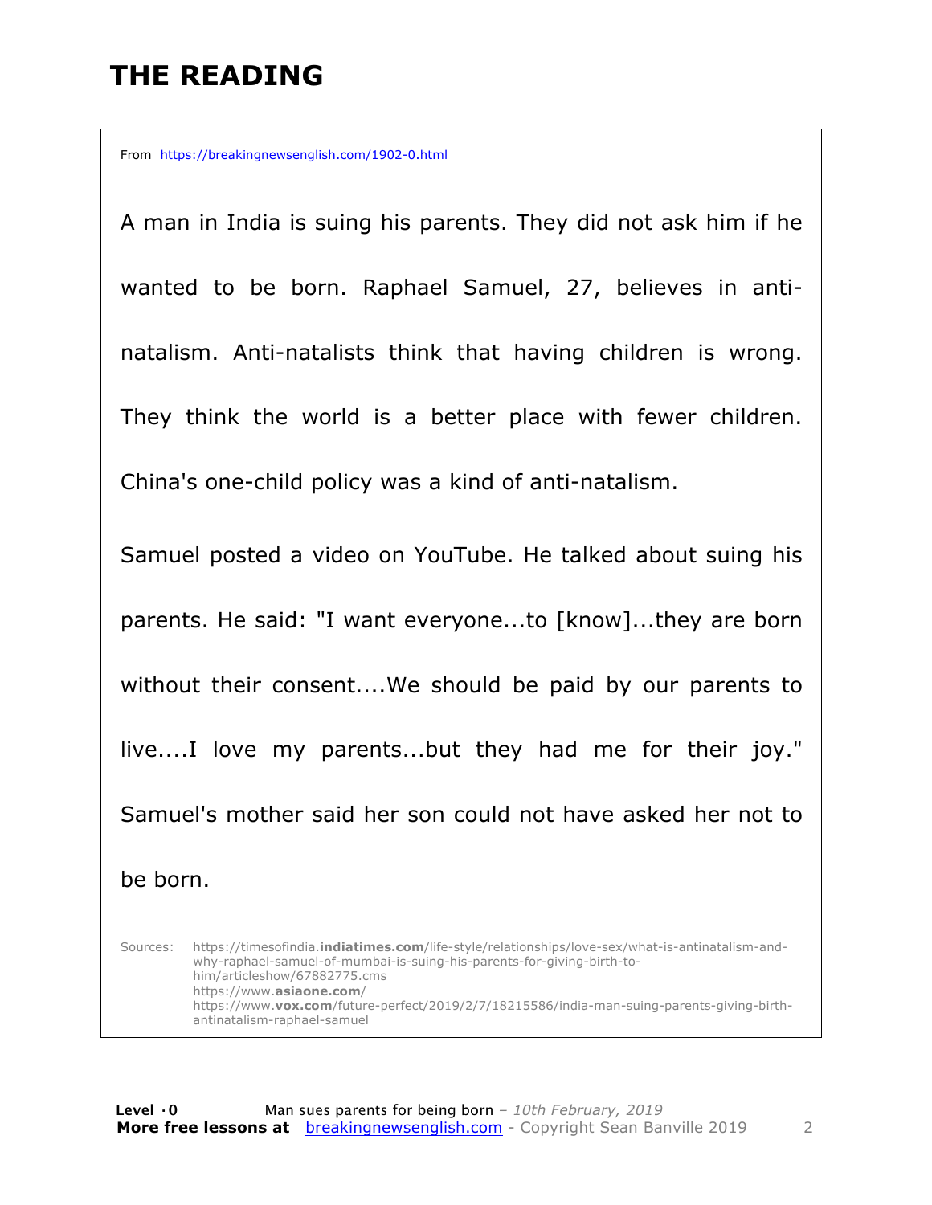# THE READING

From https://breakingnewsenglish.com/1902-0.html

A man in India is suing his parents. They did not ask him if he wanted to be born. Raphael Samuel, 27, believes in anti-natalism. Anti-natalists think that having children is wrong. They think the world is a better place with fewer children. China's one-child policy was a kind of anti-natalism.

Samuel posted a video on YouTube. He talked about suing his parents. He said: "I want everyone...to [know]...they are born without their consent....We should be paid by our parents to live....I love my parents...but they had me for their joy." Samuel's mother said her son could not have asked her not to be born.

Sources:
https://timesofindia.**indiatimes.com**/life-style/relationships/love-sex/what-is-antinatalism-and-why-raphael-samuel-of-mumbai-is-suing-his-parents-for-giving-birth-to-him/articleshow/67882775.cms
https://www.**asiaone.com**/
https://www.**vox.com**/future-perfect/2019/2/7/18215586/india-man-suing-parents-giving-birth-antinatalism-raphael-samuel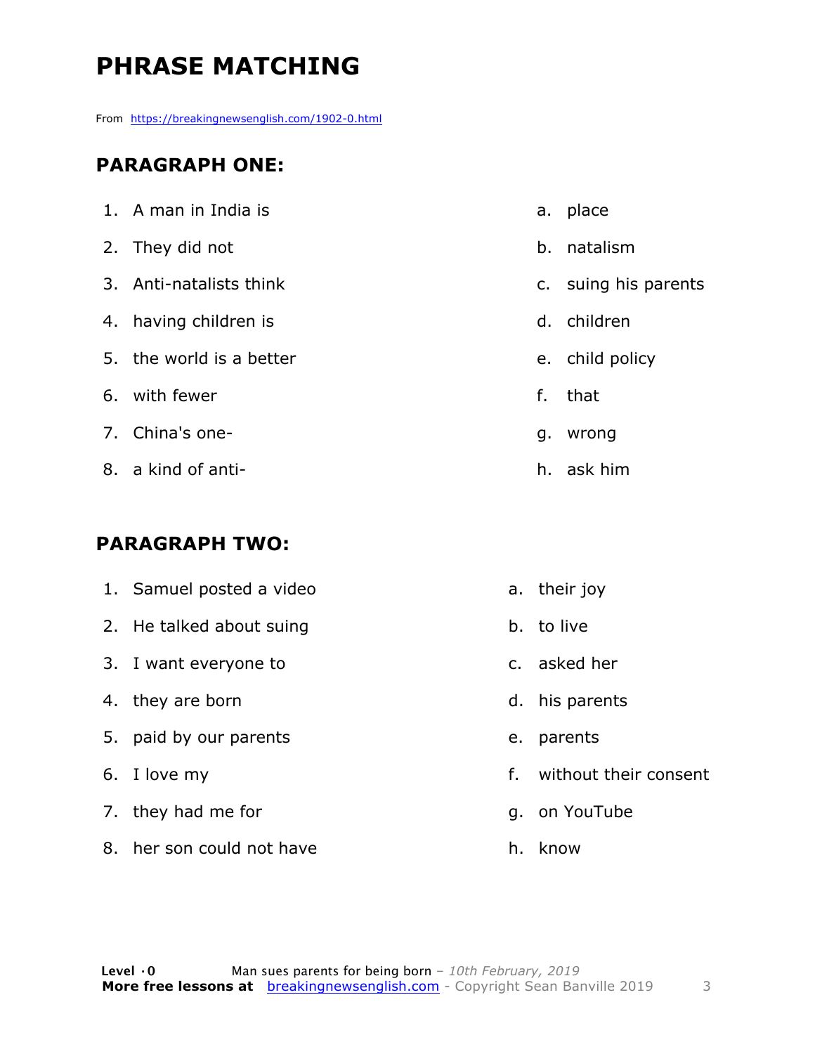# PHRASE MATCHING

From https://breakingnewsenglish.com/1902-0.html

## PARAGRAPH ONE:

1. A man in India is
2. They did not
3. Anti-natalists think
4. having children is
5. the world is a better
6. with fewer
7. China's one-
8. a kind of anti-

a. place
b. natalism
c. suing his parents
d. children
e. child policy
f. that
g. wrong
h. ask him

## PARAGRAPH TWO:

1. Samuel posted a video
2. He talked about suing
3. I want everyone to
4. they are born
5. paid by our parents
6. I love my
7. they had me for
8. her son could not have

a. their joy
b. to live
c. asked her
d. his parents
e. parents
f. without their consent
g. on YouTube
h. know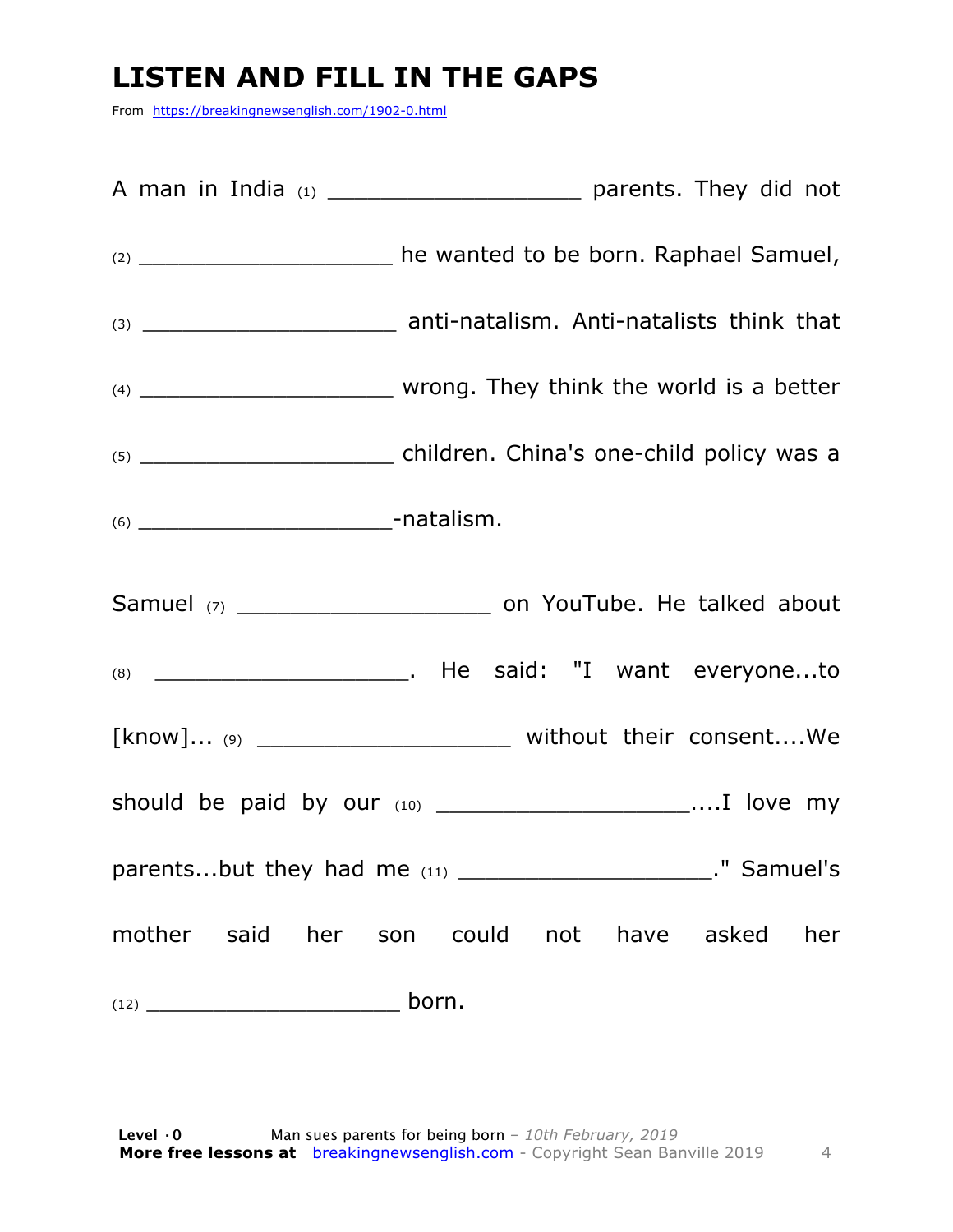# LISTEN AND FILL IN THE GAPS

From https://breakingnewsenglish.com/1902-0.html

A man in India (1) ___________________ parents. They did not (2) ___________________ he wanted to be born. Raphael Samuel, (3) ___________________ anti-natalism. Anti-natalists think that (4) ___________________ wrong. They think the world is a better (5) ___________________ children. China's one-child policy was a (6) ___________________-natalism.

Samuel (7) ___________________ on YouTube. He talked about (8) ___________________. He said: "I want everyone...to [know]... (9) ___________________ without their consent....We should be paid by our (10) ___________________....I love my parents...but they had me (11) ___________________." Samuel's mother said her son could not have asked her (12) ___________________ born.

**Level ·0** Man sues parents for being born – *10th February, 2019*
**More free lessons at** breakingnewsenglish.com - Copyright Sean Banville 2019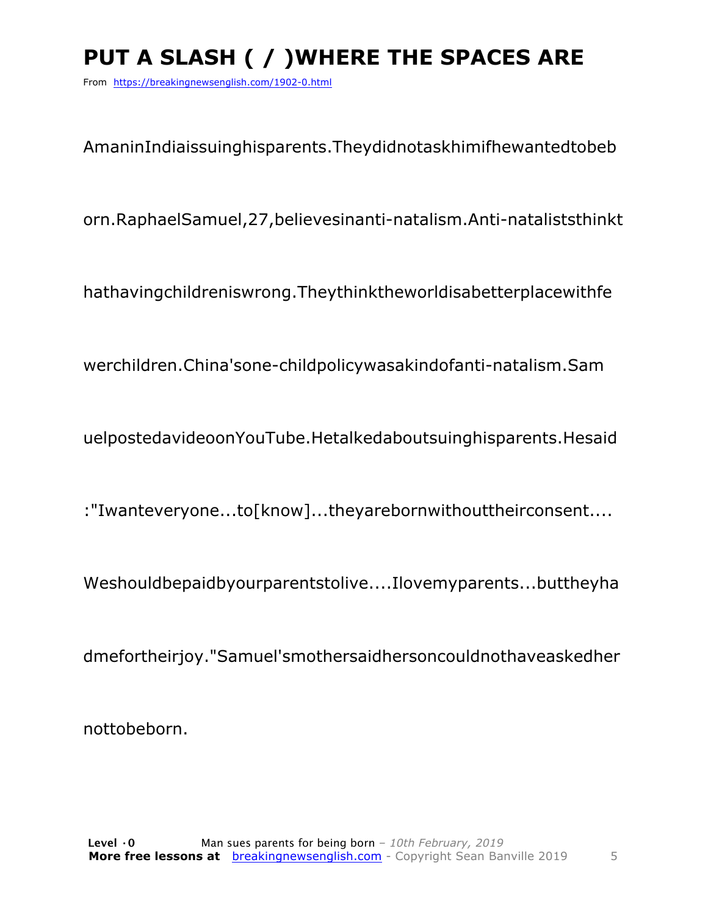# PUT A SLASH ( / )WHERE THE SPACES ARE

From https://breakingnewsenglish.com/1902-0.html

AmaninIndiaissuinghisparents.Theydidnotaskhimifhewantedtobeb

orn.RaphaelSamuel,27,believesinanti-natalism.Anti-nataliststhinkt

hathavingchildreniswrong.Theythinktheworldisabetterplacewithfe

werchildren.China'sone-childpolicywasakindofanti-natalism.Sam

uelpostedavideoonYouTube.Hetalkedaboutsuinghisparents.Hesaid

:"Iwanteveryone...to[know]...theyarebornwithouttheirconsent....

Weshouldbepaidbyourparentstolive....Ilovemyparents...buttheyha

dmefortheirjoy."Samuel'smothersaidhersoncouldnothaveaskedher

nottobeborn.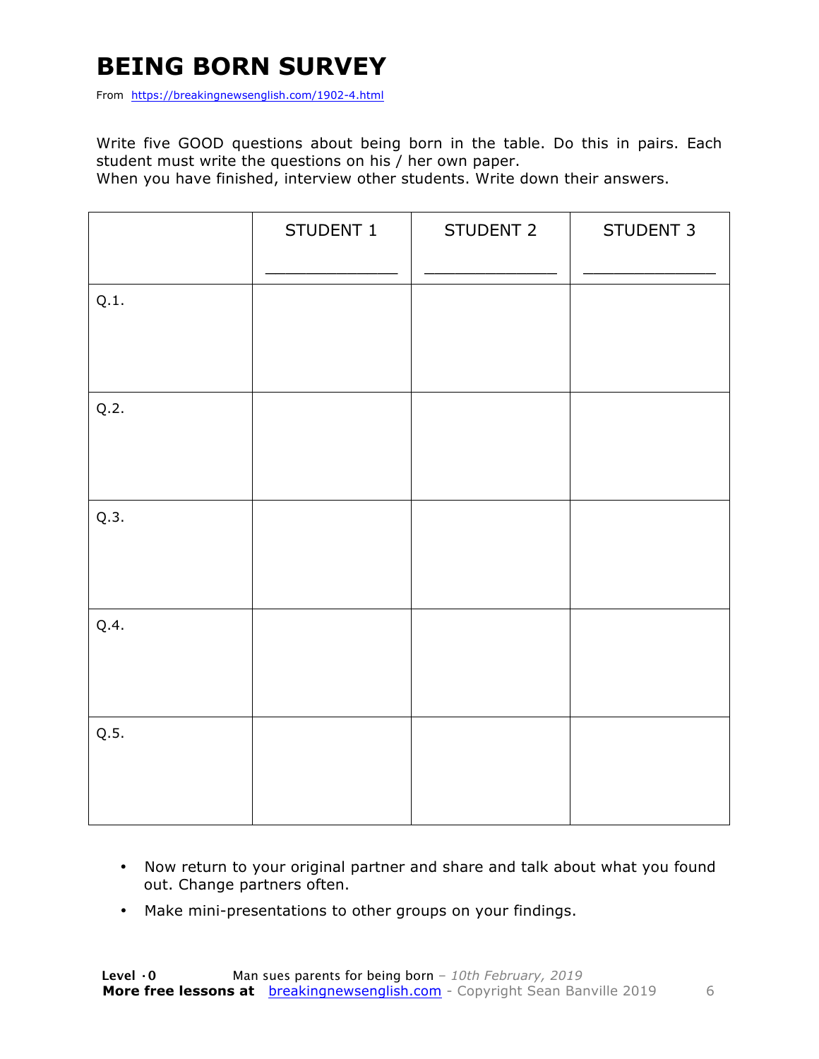# BEING BORN SURVEY

From https://breakingnewsenglish.com/1902-4.html

Write five GOOD questions about being born in the table. Do this in pairs. Each student must write the questions on his / her own paper.
When you have finished, interview other students. Write down their answers.

| | STUDENT 1<br>_____________ | STUDENT 2<br>_____________ | STUDENT 3<br>_____________ |
|---|---|---|---|
| Q.1. | | | |
| Q.2. | | | |
| Q.3. | | | |
| Q.4. | | | |
| Q.5. | | | |

- Now return to your original partner and share and talk about what you found out. Change partners often.
- Make mini-presentations to other groups on your findings.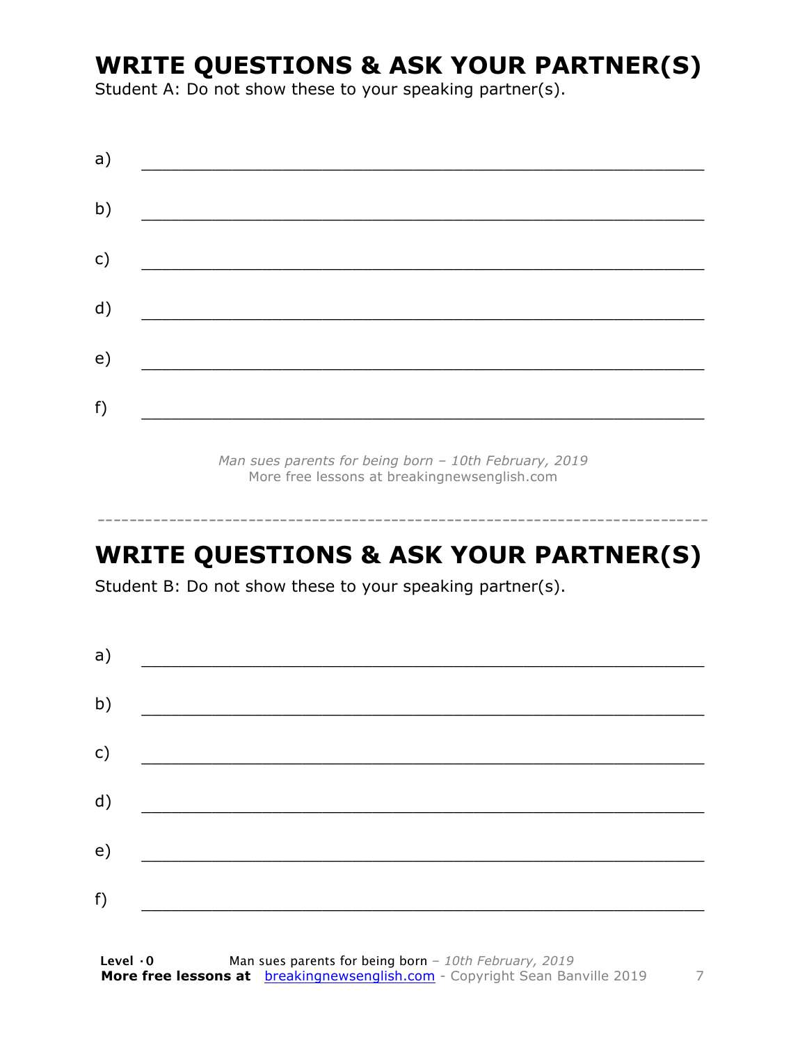# WRITE QUESTIONS & ASK YOUR PARTNER(S)

Student A: Do not show these to your speaking partner(s).

a) ___________________________________________________________

b) ___________________________________________________________

c) ___________________________________________________________

d) ___________________________________________________________

e) ___________________________________________________________

f) ___________________________________________________________

*Man sues parents for being born – 10th February, 2019*
More free lessons at breakingnewsenglish.com

---

# WRITE QUESTIONS & ASK YOUR PARTNER(S)

Student B: Do not show these to your speaking partner(s).

a) ___________________________________________________________

b) ___________________________________________________________

c) ___________________________________________________________

d) ___________________________________________________________

e) ___________________________________________________________

f) ___________________________________________________________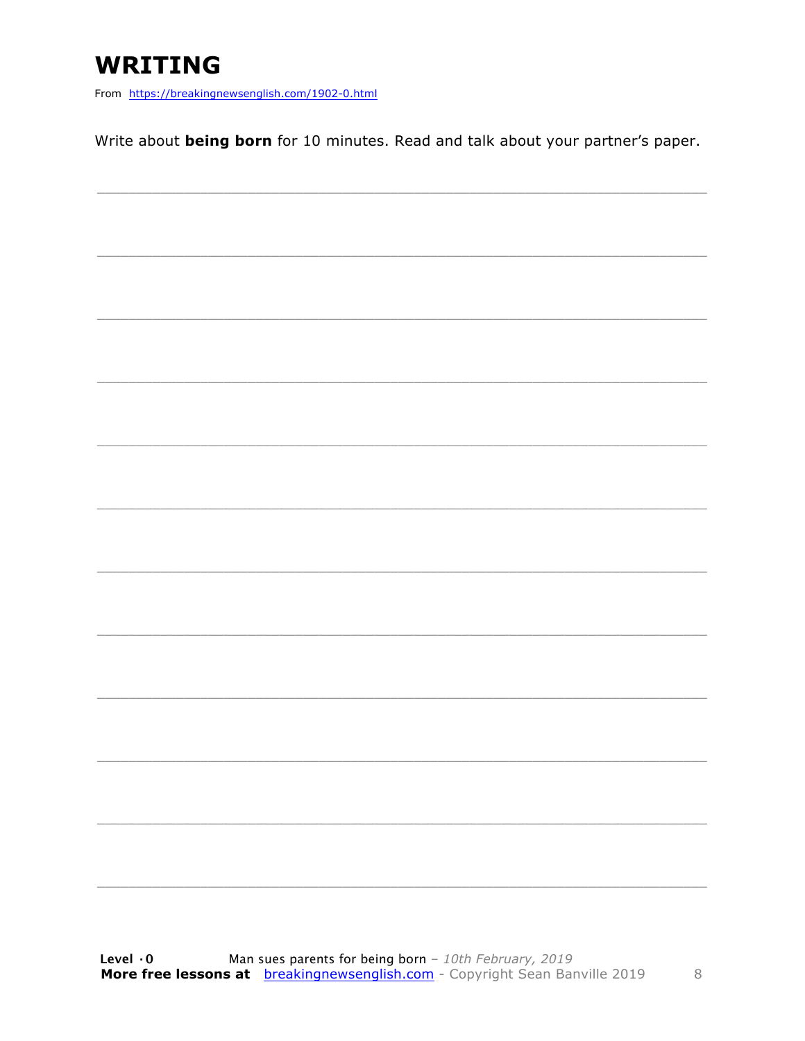# WRITING

From https://breakingnewsenglish.com/1902-0.html

Write about **being born** for 10 minutes. Read and talk about your partner's paper.